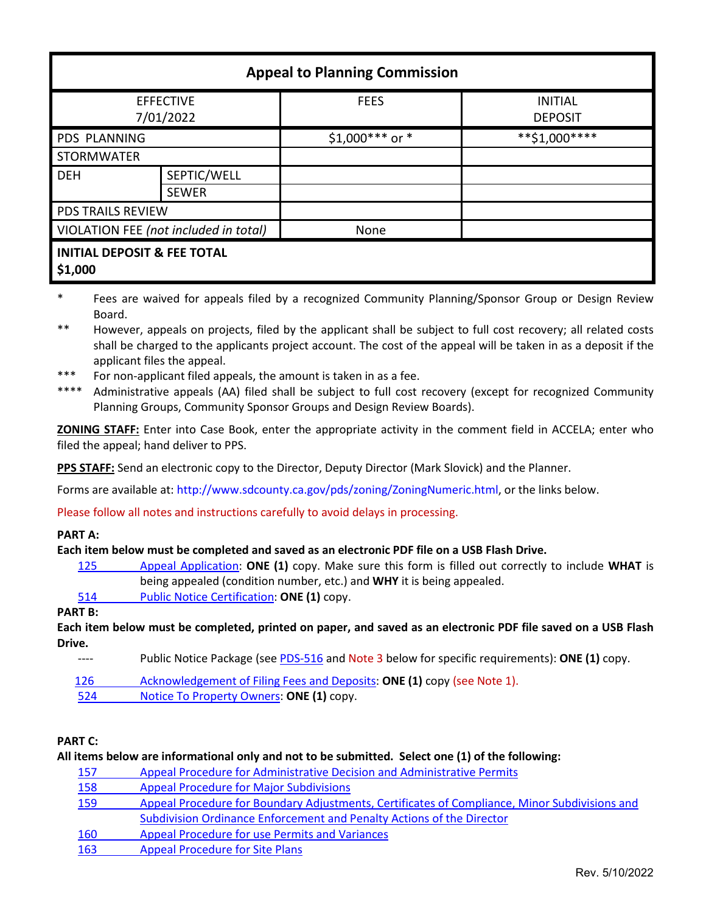| Appeal to Planning Commission | | | |
|---|---|---|---|
| EFFECTIVE 7/01/2022 | | FEES | INITIAL DEPOSIT |
| PDS PLANNING | | $1,000*** or * | **$1,000**** |
| STORMWATER | | | |
| DEH | SEPTIC/WELL | | |
| | SEWER | | |
| PDS TRAILS REVIEW | | | |
| VIOLATION FEE *(not included in total)* | | None | |
| **INITIAL DEPOSIT & FEE TOTAL $1,000** | | | |

\* Fees are waived for appeals filed by a recognized Community Planning/Sponsor Group or Design Review Board.

\** However, appeals on projects, filed by the applicant shall be subject to full cost recovery; all related costs shall be charged to the applicants project account. The cost of the appeal will be taken in as a deposit if the applicant files the appeal.

\*** For non-applicant filed appeals, the amount is taken in as a fee.

\**** Administrative appeals (AA) filed shall be subject to full cost recovery (except for recognized Community Planning Groups, Community Sponsor Groups and Design Review Boards).

**ZONING STAFF:** Enter into Case Book, enter the appropriate activity in the comment field in ACCELA; enter who filed the appeal; hand deliver to PPS.

**PPS STAFF:** Send an electronic copy to the Director, Deputy Director (Mark Slovick) and the Planner.

Forms are available at: http://www.sdcounty.ca.gov/pds/zoning/ZoningNumeric.html, or the links below.

Please follow all notes and instructions carefully to avoid delays in processing.

**PART A:**
**Each item below must be completed and saved as an electronic PDF file on a USB Flash Drive.**

- 125 Appeal Application: **ONE (1)** copy. Make sure this form is filled out correctly to include **WHAT** is being appealed (condition number, etc.) and **WHY** it is being appealed.
- 514 Public Notice Certification: **ONE (1)** copy.

**PART B:**
**Each item below must be completed, printed on paper, and saved as an electronic PDF file saved on a USB Flash Drive.**

- ---- Public Notice Package (see PDS-516 and Note 3 below for specific requirements): **ONE (1)** copy.
- 126 Acknowledgement of Filing Fees and Deposits: **ONE (1)** copy (see Note 1).
- 524 Notice To Property Owners: **ONE (1)** copy.

**PART C:**
**All items below are informational only and not to be submitted. Select one (1) of the following:**

- 157 Appeal Procedure for Administrative Decision and Administrative Permits
- 158 Appeal Procedure for Major Subdivisions
- 159 Appeal Procedure for Boundary Adjustments, Certificates of Compliance, Minor Subdivisions and Subdivision Ordinance Enforcement and Penalty Actions of the Director
- 160 Appeal Procedure for use Permits and Variances
- 163 Appeal Procedure for Site Plans

Rev. 5/10/2022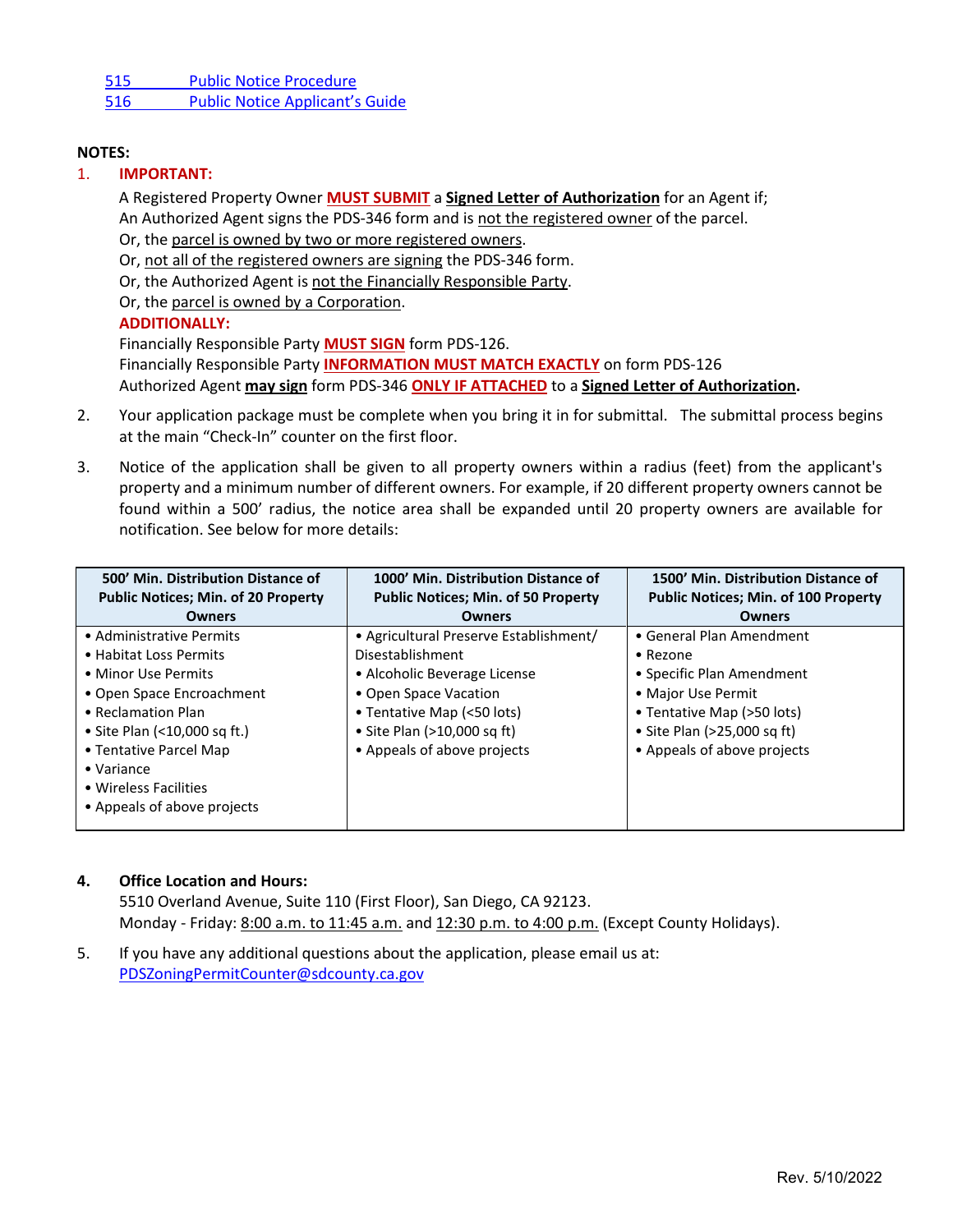[515 Public Notice Procedure](#)
[516 Public Notice Applicant's Guide](#)

**NOTES:**

1. **IMPORTANT:**

   A Registered Property Owner **MUST SUBMIT** a **Signed Letter of Authorization** for an Agent if;
   An Authorized Agent signs the PDS-346 form and is not the registered owner of the parcel.
   Or, the parcel is owned by two or more registered owners.
   Or, not all of the registered owners are signing the PDS-346 form.
   Or, the Authorized Agent is not the Financially Responsible Party.
   Or, the parcel is owned by a Corporation.

   **ADDITIONALLY:**

   Financially Responsible Party **MUST SIGN** form PDS-126.
   Financially Responsible Party **INFORMATION MUST MATCH EXACTLY** on form PDS-126
   Authorized Agent **may sign** form PDS-346 **ONLY IF ATTACHED** to a **Signed Letter of Authorization.**

2. Your application package must be complete when you bring it in for submittal. The submittal process begins at the main "Check-In" counter on the first floor.

3. Notice of the application shall be given to all property owners within a radius (feet) from the applicant's property and a minimum number of different owners. For example, if 20 different property owners cannot be found within a 500' radius, the notice area shall be expanded until 20 property owners are available for notification. See below for more details:

| 500' Min. Distribution Distance of Public Notices; Min. of 20 Property Owners | 1000' Min. Distribution Distance of Public Notices; Min. of 50 Property Owners | 1500' Min. Distribution Distance of Public Notices; Min. of 100 Property Owners |
|---|---|---|
| • Administrative Permits<br>• Habitat Loss Permits<br>• Minor Use Permits<br>• Open Space Encroachment<br>• Reclamation Plan<br>• Site Plan (<10,000 sq ft.)<br>• Tentative Parcel Map<br>• Variance<br>• Wireless Facilities<br>• Appeals of above projects | • Agricultural Preserve Establishment/ Disestablishment<br>• Alcoholic Beverage License<br>• Open Space Vacation<br>• Tentative Map (<50 lots)<br>• Site Plan (>10,000 sq ft)<br>• Appeals of above projects | • General Plan Amendment<br>• Rezone<br>• Specific Plan Amendment<br>• Major Use Permit<br>• Tentative Map (>50 lots)<br>• Site Plan (>25,000 sq ft)<br>• Appeals of above projects |

4. **Office Location and Hours:**
   5510 Overland Avenue, Suite 110 (First Floor), San Diego, CA 92123.
   Monday - Friday: 8:00 a.m. to 11:45 a.m. and 12:30 p.m. to 4:00 p.m. (Except County Holidays).

5. If you have any additional questions about the application, please email us at:
   PDSZoningPermitCounter@sdcounty.ca.gov

Rev. 5/10/2022